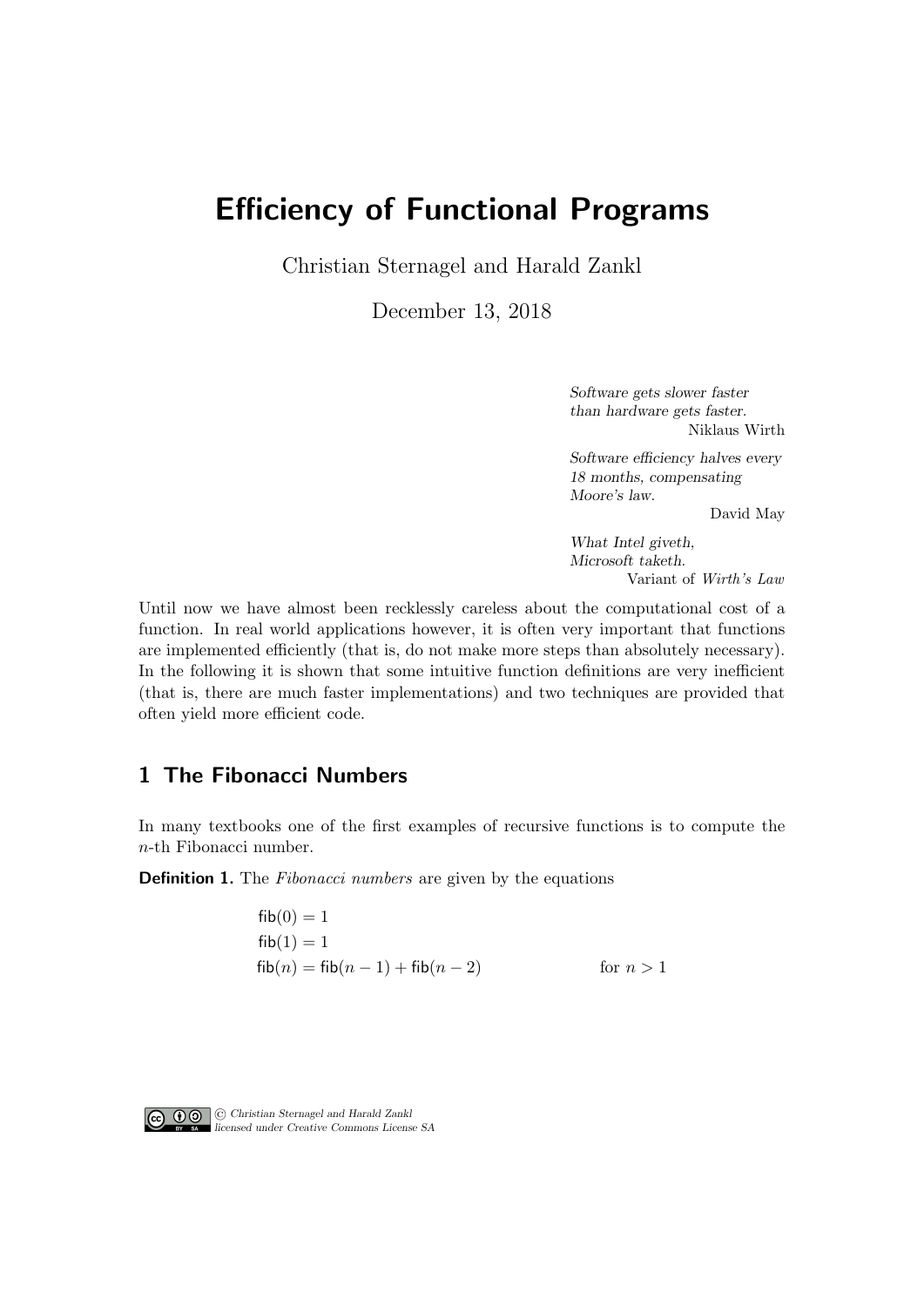# Efficiency of Functional Programs

Christian Sternagel and Harald Zankl

December 13, 2018

> *Software gets slower faster than hardware gets faster.*
> Niklaus Wirth

> *Software efficiency halves every 18 months, compensating Moore's law.*
> David May

> *What Intel giveth, Microsoft taketh.*
> Variant of *Wirth's Law*

Until now we have almost been recklessly careless about the computational cost of a function. In real world applications however, it is often very important that functions are implemented efficiently (that is, do not make more steps than absolutely necessary). In the following it is shown that some intuitive function definitions are very inefficient (that is, there are much faster implementations) and two techniques are provided that often yield more efficient code.

## 1 The Fibonacci Numbers

In many textbooks one of the first examples of recursive functions is to compute the $n$-th Fibonacci number.

**Definition 1.** The *Fibonacci numbers* are given by the equations

$$
\begin{aligned}
\mathsf{fib}(0) &= 1 \\
\mathsf{fib}(1) &= 1 \\
\mathsf{fib}(n) &= \mathsf{fib}(n-1) + \mathsf{fib}(n-2) && \text{for } n > 1
\end{aligned}
$$

© Christian Sternagel and Harald Zankl
licensed under Creative Commons License SA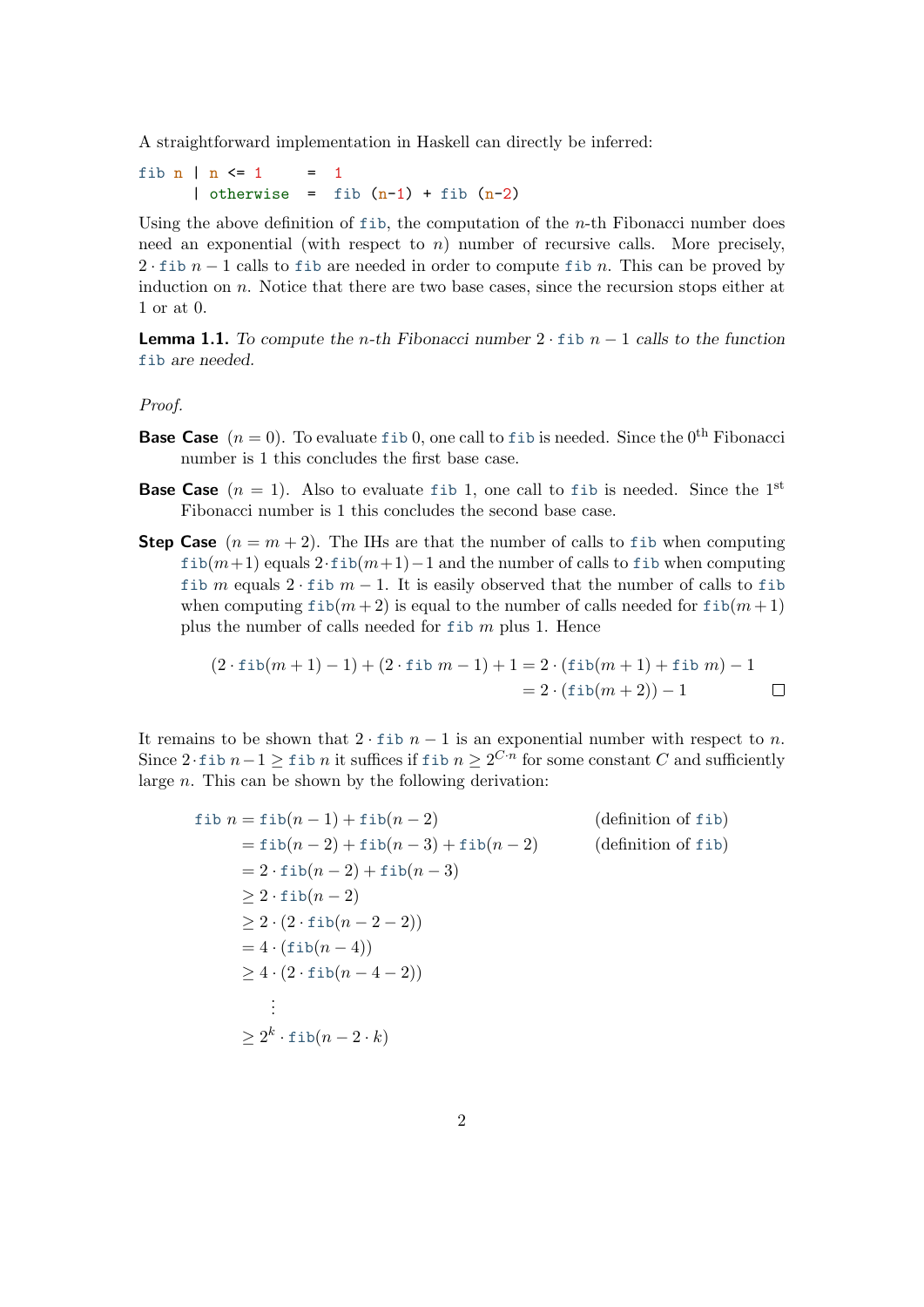A straightforward implementation in Haskell can directly be inferred:

```
fib n | n <= 1     =  1
      | otherwise  =  fib (n-1) + fib (n-2)
```

Using the above definition of `fib`, the computation of the $n$-th Fibonacci number does need an exponential (with respect to $n$) number of recursive calls. More precisely, $2 \cdot \texttt{fib}\ n - 1$ calls to `fib` are needed in order to compute $\texttt{fib}\ n$. This can be proved by induction on $n$. Notice that there are two base cases, since the recursion stops either at 1 or at 0.

**Lemma 1.1.** *To compute the $n$-th Fibonacci number $2 \cdot \texttt{fib}\ n - 1$ calls to the function `fib` are needed.*

*Proof.*

**Base Case** ($n = 0$). To evaluate $\texttt{fib}\ 0$, one call to `fib` is needed. Since the $0^{\text{th}}$ Fibonacci number is 1 this concludes the first base case.

**Base Case** ($n = 1$). Also to evaluate $\texttt{fib}\ 1$, one call to `fib` is needed. Since the $1^{\text{st}}$ Fibonacci number is 1 this concludes the second base case.

**Step Case** ($n = m + 2$). The IHs are that the number of calls to `fib` when computing $\texttt{fib}(m+1)$ equals $2 \cdot \texttt{fib}(m+1) - 1$ and the number of calls to `fib` when computing $\texttt{fib}\ m$ equals $2 \cdot \texttt{fib}\ m - 1$. It is easily observed that the number of calls to `fib` when computing $\texttt{fib}(m+2)$ is equal to the number of calls needed for $\texttt{fib}(m+1)$ plus the number of calls needed for $\texttt{fib}\ m$ plus 1. Hence

$$
\begin{aligned}
(2 \cdot \texttt{fib}(m+1) - 1) + (2 \cdot \texttt{fib}\ m - 1) + 1 &= 2 \cdot (\texttt{fib}(m+1) + \texttt{fib}\ m) - 1 \\
&= 2 \cdot (\texttt{fib}(m+2)) - 1
\end{aligned}
$$

□

It remains to be shown that $2 \cdot \texttt{fib}\ n - 1$ is an exponential number with respect to $n$. Since $2 \cdot \texttt{fib}\ n - 1 \geq \texttt{fib}\ n$ it suffices if $\texttt{fib}\ n \geq 2^{C \cdot n}$ for some constant $C$ and sufficiently large $n$. This can be shown by the following derivation:

$$
\begin{aligned}
\texttt{fib}\ n &= \texttt{fib}(n-1) + \texttt{fib}(n-2) && \text{(definition of } \texttt{fib}\text{)} \\
&= \texttt{fib}(n-2) + \texttt{fib}(n-3) + \texttt{fib}(n-2) && \text{(definition of } \texttt{fib}\text{)} \\
&= 2 \cdot \texttt{fib}(n-2) + \texttt{fib}(n-3) \\
&\geq 2 \cdot \texttt{fib}(n-2) \\
&\geq 2 \cdot (2 \cdot \texttt{fib}(n-2-2)) \\
&= 4 \cdot (\texttt{fib}(n-4)) \\
&\geq 4 \cdot (2 \cdot \texttt{fib}(n-4-2)) \\
&\ \ \vdots \\
&\geq 2^k \cdot \texttt{fib}(n - 2 \cdot k)
\end{aligned}
$$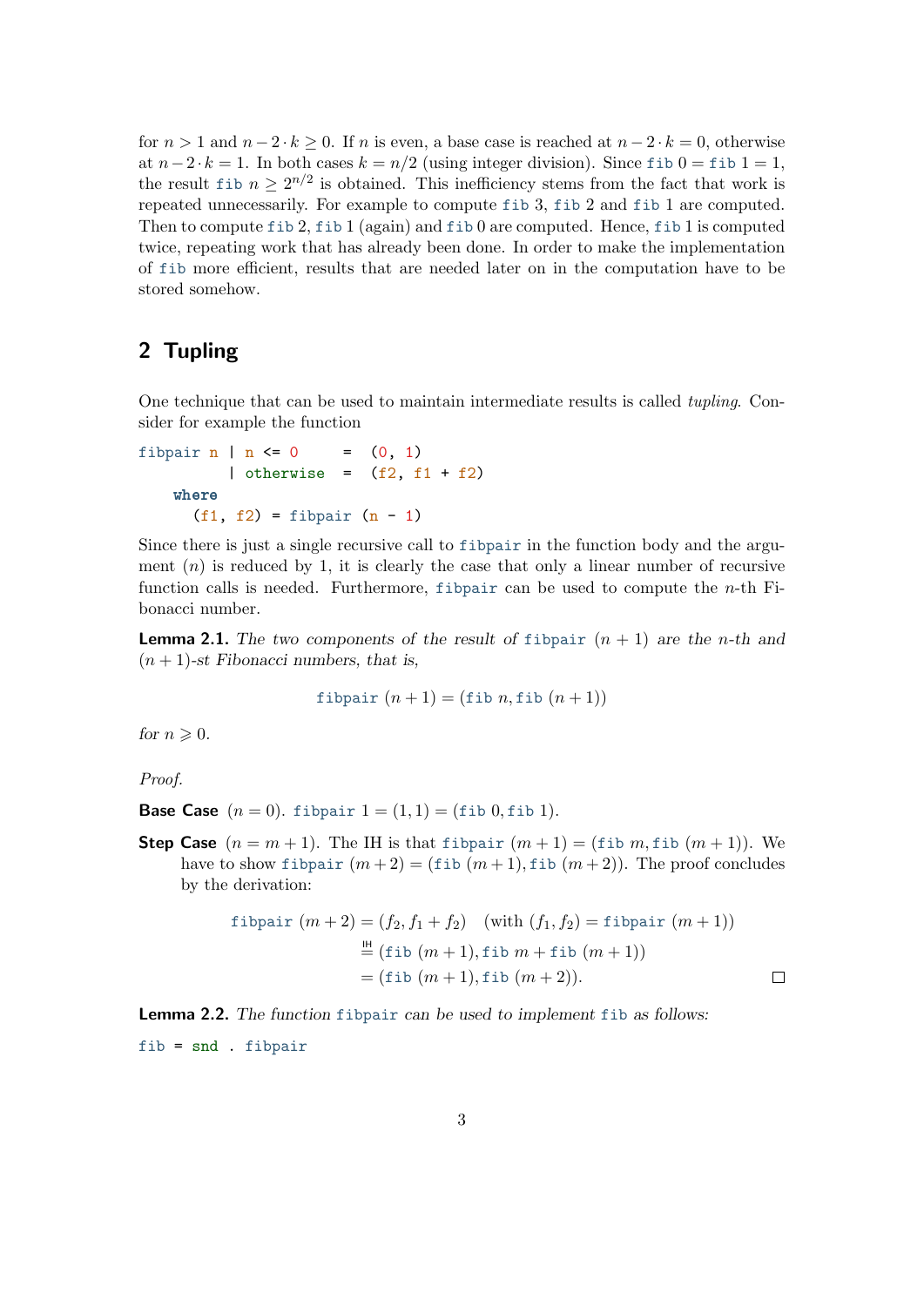for $n > 1$ and $n - 2 \cdot k \geq 0$. If $n$ is even, a base case is reached at $n - 2 \cdot k = 0$, otherwise at $n - 2 \cdot k = 1$. In both cases $k = n/2$ (using integer division). Since $\texttt{fib}\ 0 = \texttt{fib}\ 1 = 1$, the result $\texttt{fib}\ n \geq 2^{n/2}$ is obtained. This inefficiency stems from the fact that work is repeated unnecessarily. For example to compute `fib` 3, `fib` 2 and `fib` 1 are computed. Then to compute `fib` 2, `fib` 1 (again) and `fib` 0 are computed. Hence, `fib` 1 is computed twice, repeating work that has already been done. In order to make the implementation of `fib` more efficient, results that are needed later on in the computation have to be stored somehow.

## 2 Tupling

One technique that can be used to maintain intermediate results is called *tupling*. Consider for example the function

```
fibpair n | n <= 0     =  (0, 1)
          | otherwise  =  (f2, f1 + f2)
    where
      (f1, f2) = fibpair (n - 1)
```

Since there is just a single recursive call to `fibpair` in the function body and the argument ($n$) is reduced by 1, it is clearly the case that only a linear number of recursive function calls is needed. Furthermore, `fibpair` can be used to compute the $n$-th Fibonacci number.

**Lemma 2.1.** *The two components of the result of* `fibpair` $(n+1)$ *are the $n$-th and $(n+1)$-st Fibonacci numbers, that is,*

$$\texttt{fibpair}\ (n+1) = (\texttt{fib}\ n, \texttt{fib}\ (n+1))$$

*for $n \geqslant 0$.*

*Proof.*

**Base Case** ($n = 0$). $\texttt{fibpair}\ 1 = (1, 1) = (\texttt{fib}\ 0, \texttt{fib}\ 1)$.

**Step Case** ($n = m + 1$). The IH is that $\texttt{fibpair}\ (m+1) = (\texttt{fib}\ m, \texttt{fib}\ (m+1))$. We have to show $\texttt{fibpair}\ (m+2) = (\texttt{fib}\ (m+1), \texttt{fib}\ (m+2))$. The proof concludes by the derivation:

$$\begin{aligned}
\texttt{fibpair}\ (m+2) &= (f_2, f_1 + f_2) \quad (\text{with } (f_1, f_2) = \texttt{fibpair}\ (m+1)) \\
&\overset{\text{IH}}{=} (\texttt{fib}\ (m+1), \texttt{fib}\ m + \texttt{fib}\ (m+1)) \\
&= (\texttt{fib}\ (m+1), \texttt{fib}\ (m+2)).
\end{aligned}$$

□

**Lemma 2.2.** *The function* `fibpair` *can be used to implement* `fib` *as follows:*

```
fib = snd . fibpair
```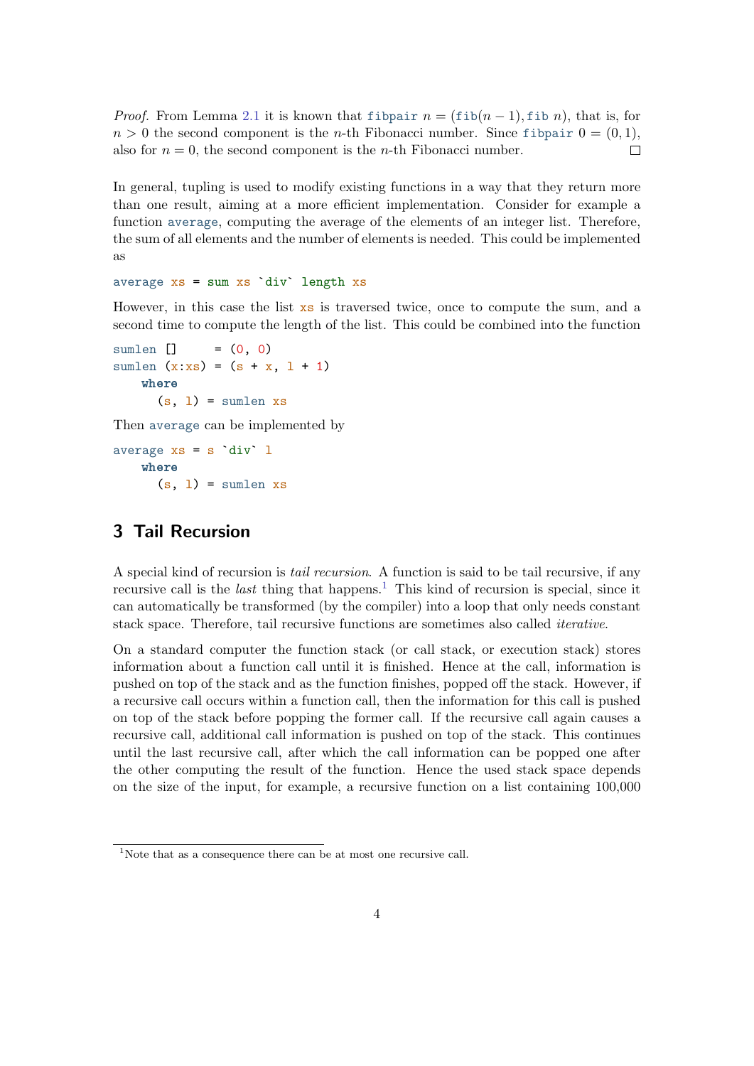*Proof.* From Lemma 2.1 it is known that `fibpair` $n = ($`fib`$(n-1),$ `fib` $n)$, that is, for $n > 0$ the second component is the $n$-th Fibonacci number. Since `fibpair` $0 = (0, 1)$, also for $n = 0$, the second component is the $n$-th Fibonacci number. □

In general, tupling is used to modify existing functions in a way that they return more than one result, aiming at a more efficient implementation. Consider for example a function `average`, computing the average of the elements of an integer list. Therefore, the sum of all elements and the number of elements is needed. This could be implemented as

```
average xs = sum xs `div` length xs
```

However, in this case the list `xs` is traversed twice, once to compute the sum, and a second time to compute the length of the list. This could be combined into the function

```
sumlen []     = (0, 0)
sumlen (x:xs) = (s + x, l + 1)
    where
      (s, l) = sumlen xs
```

Then `average` can be implemented by

```
average xs = s `div` l
    where
      (s, l) = sumlen xs
```

## 3 Tail Recursion

A special kind of recursion is *tail recursion*. A function is said to be tail recursive, if any recursive call is the *last* thing that happens.[1] This kind of recursion is special, since it can automatically be transformed (by the compiler) into a loop that only needs constant stack space. Therefore, tail recursive functions are sometimes also called *iterative*.

On a standard computer the function stack (or call stack, or execution stack) stores information about a function call until it is finished. Hence at the call, information is pushed on top of the stack and as the function finishes, popped off the stack. However, if a recursive call occurs within a function call, then the information for this call is pushed on top of the stack before popping the former call. If the recursive call again causes a recursive call, additional call information is pushed on top of the stack. This continues until the last recursive call, after which the call information can be popped one after the other computing the result of the function. Hence the used stack space depends on the size of the input, for example, a recursive function on a list containing 100,000

[1] Note that as a consequence there can be at most one recursive call.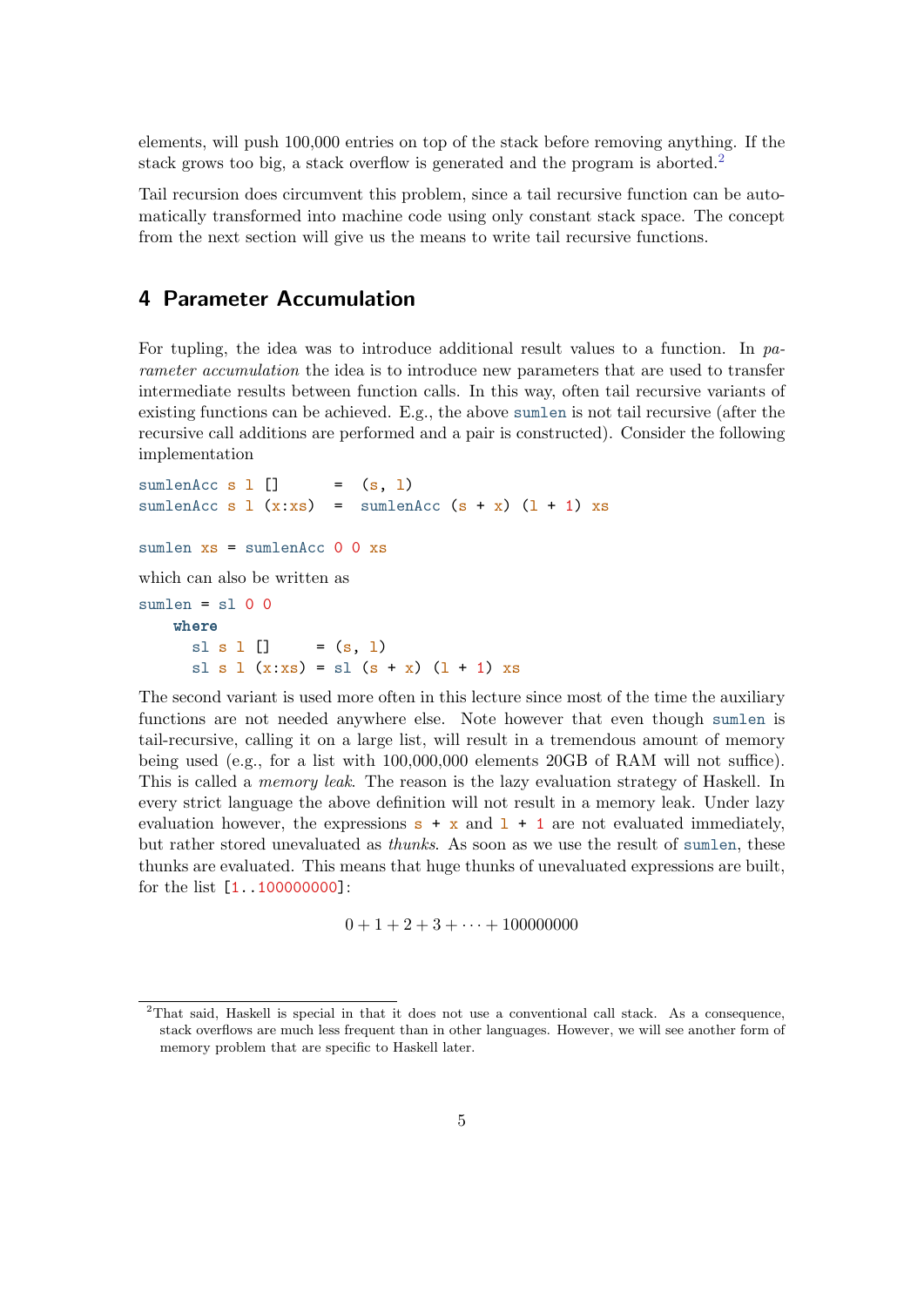elements, will push 100,000 entries on top of the stack before removing anything. If the stack grows too big, a stack overflow is generated and the program is aborted.[2]

Tail recursion does circumvent this problem, since a tail recursive function can be automatically transformed into machine code using only constant stack space. The concept from the next section will give us the means to write tail recursive functions.

## 4 Parameter Accumulation

For tupling, the idea was to introduce additional result values to a function. In *parameter accumulation* the idea is to introduce new parameters that are used to transfer intermediate results between function calls. In this way, often tail recursive variants of existing functions can be achieved. E.g., the above `sumlen` is not tail recursive (after the recursive call additions are performed and a pair is constructed). Consider the following implementation

```
sumlenAcc s l []      =  (s, l)
sumlenAcc s l (x:xs)  =  sumlenAcc (s + x) (l + 1) xs

sumlen xs = sumlenAcc 0 0 xs
```

which can also be written as

```
sumlen = sl 0 0
    where
      sl s l []     = (s, l)
      sl s l (x:xs) = sl (s + x) (l + 1) xs
```

The second variant is used more often in this lecture since most of the time the auxiliary functions are not needed anywhere else. Note however that even though `sumlen` is tail-recursive, calling it on a large list, will result in a tremendous amount of memory being used (e.g., for a list with 100,000,000 elements 20GB of RAM will not suffice). This is called a *memory leak*. The reason is the lazy evaluation strategy of Haskell. In every strict language the above definition will not result in a memory leak. Under lazy evaluation however, the expressions `s + x` and `l + 1` are not evaluated immediately, but rather stored unevaluated as *thunks*. As soon as we use the result of `sumlen`, these thunks are evaluated. This means that huge thunks of unevaluated expressions are built, for the list `[1..100000000]`:

$$0 + 1 + 2 + 3 + \cdots + 100000000$$

[2] That said, Haskell is special in that it does not use a conventional call stack. As a consequence, stack overflows are much less frequent than in other languages. However, we will see another form of memory problem that are specific to Haskell later.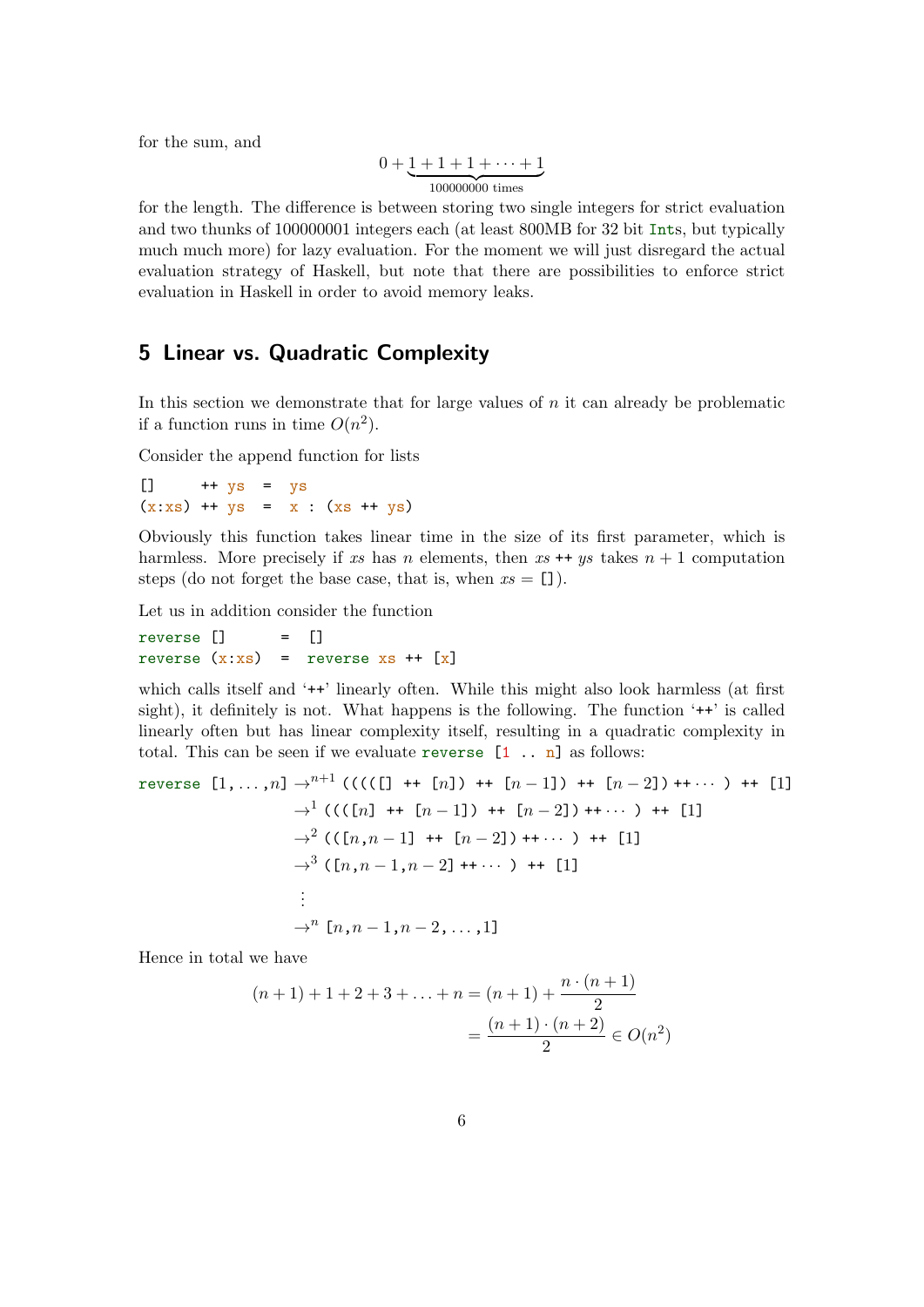for the sum, and

$$0 + \underbrace{1 + 1 + 1 + \cdots + 1}_{100000000 \text{ times}}$$

for the length. The difference is between storing two single integers for strict evaluation and two thunks of 100000001 integers each (at least 800MB for 32 bit `Int`s, but typically much much more) for lazy evaluation. For the moment we will just disregard the actual evaluation strategy of Haskell, but note that there are possibilities to enforce strict evaluation in Haskell in order to avoid memory leaks.

## 5 Linear vs. Quadratic Complexity

In this section we demonstrate that for large values of $n$ it can already be problematic if a function runs in time $O(n^2)$.

Consider the append function for lists

```
[]     ++ ys  =  ys
(x:xs) ++ ys  =  x : (xs ++ ys)
```

Obviously this function takes linear time in the size of its first parameter, which is harmless. More precisely if $xs$ has $n$ elements, then $xs$ `++` $ys$ takes $n+1$ computation steps (do not forget the base case, that is, when $xs =$ `[]`).

Let us in addition consider the function

```
reverse []      =  []
reverse (x:xs)  =  reverse xs ++ [x]
```

which calls itself and '`++`' linearly often. While this might also look harmless (at first sight), it definitely is not. What happens is the following. The function '`++`' is called linearly often but has linear complexity itself, resulting in a quadratic complexity in total. This can be seen if we evaluate `reverse [1 .. n]` as follows:

$$
\begin{aligned}
\texttt{reverse}\ [1,\ldots,n] &\to^{n+1} ((((\texttt{[]}\ \texttt{++}\ [n])\ \texttt{++}\ [n-1])\ \texttt{++}\ [n-2])\ \texttt{++} \cdots)\ \texttt{++}\ [1] \\
&\to^{1} ((([n]\ \texttt{++}\ [n-1])\ \texttt{++}\ [n-2])\ \texttt{++} \cdots)\ \texttt{++}\ [1] \\
&\to^{2} (([n,n-1]\ \texttt{++}\ [n-2])\ \texttt{++} \cdots)\ \texttt{++}\ [1] \\
&\to^{3} ([n,n-1,n-2]\ \texttt{++} \cdots)\ \texttt{++}\ [1] \\
&\ \ \vdots \\
&\to^{n} [n,n-1,n-2,\ldots,1]
\end{aligned}
$$

Hence in total we have

$$
\begin{aligned}
(n+1) + 1 + 2 + 3 + \ldots + n &= (n+1) + \frac{n \cdot (n+1)}{2} \\
&= \frac{(n+1) \cdot (n+2)}{2} \in O(n^2)
\end{aligned}
$$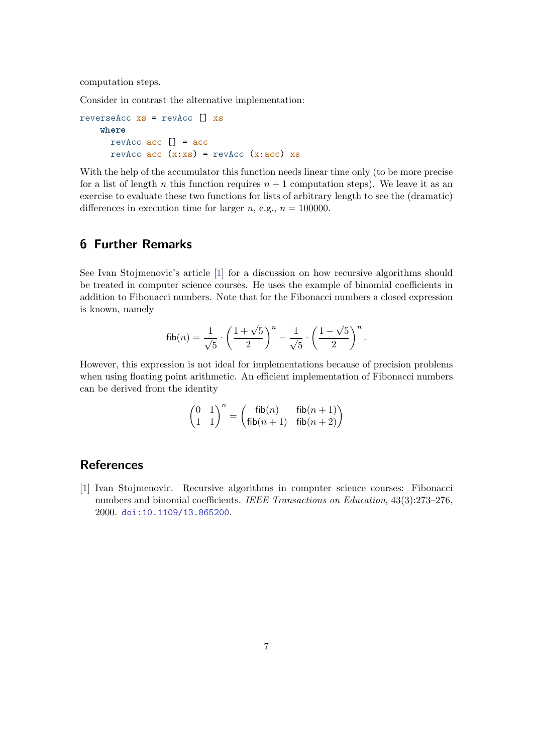computation steps.

Consider in contrast the alternative implementation:

```
reverseAcc xs = revAcc [] xs
    where
      revAcc acc [] = acc
      revAcc acc (x:xs) = revAcc (x:acc) xs
```

With the help of the accumulator this function needs linear time only (to be more precise for a list of length $n$ this function requires $n+1$ computation steps). We leave it as an exercise to evaluate these two functions for lists of arbitrary length to see the (dramatic) differences in execution time for larger $n$, e.g., $n = 100000$.

## 6 Further Remarks

See Ivan Stojmenovic's article [1] for a discussion on how recursive algorithms should be treated in computer science courses. He uses the example of binomial coefficients in addition to Fibonacci numbers. Note that for the Fibonacci numbers a closed expression is known, namely

$$\mathsf{fib}(n) = \frac{1}{\sqrt{5}} \cdot \left(\frac{1+\sqrt{5}}{2}\right)^n - \frac{1}{\sqrt{5}} \cdot \left(\frac{1-\sqrt{5}}{2}\right)^n .$$

However, this expression is not ideal for implementations because of precision problems when using floating point arithmetic. An efficient implementation of Fibonacci numbers can be derived from the identity

$$\begin{pmatrix} 0 & 1 \\ 1 & 1 \end{pmatrix}^n = \begin{pmatrix} \mathsf{fib}(n) & \mathsf{fib}(n+1) \\ \mathsf{fib}(n+1) & \mathsf{fib}(n+2) \end{pmatrix}$$

## References

[1] Ivan Stojmenovic. Recursive algorithms in computer science courses: Fibonacci numbers and binomial coefficients. *IEEE Transactions on Education*, 43(3):273–276, 2000. doi:10.1109/13.865200.